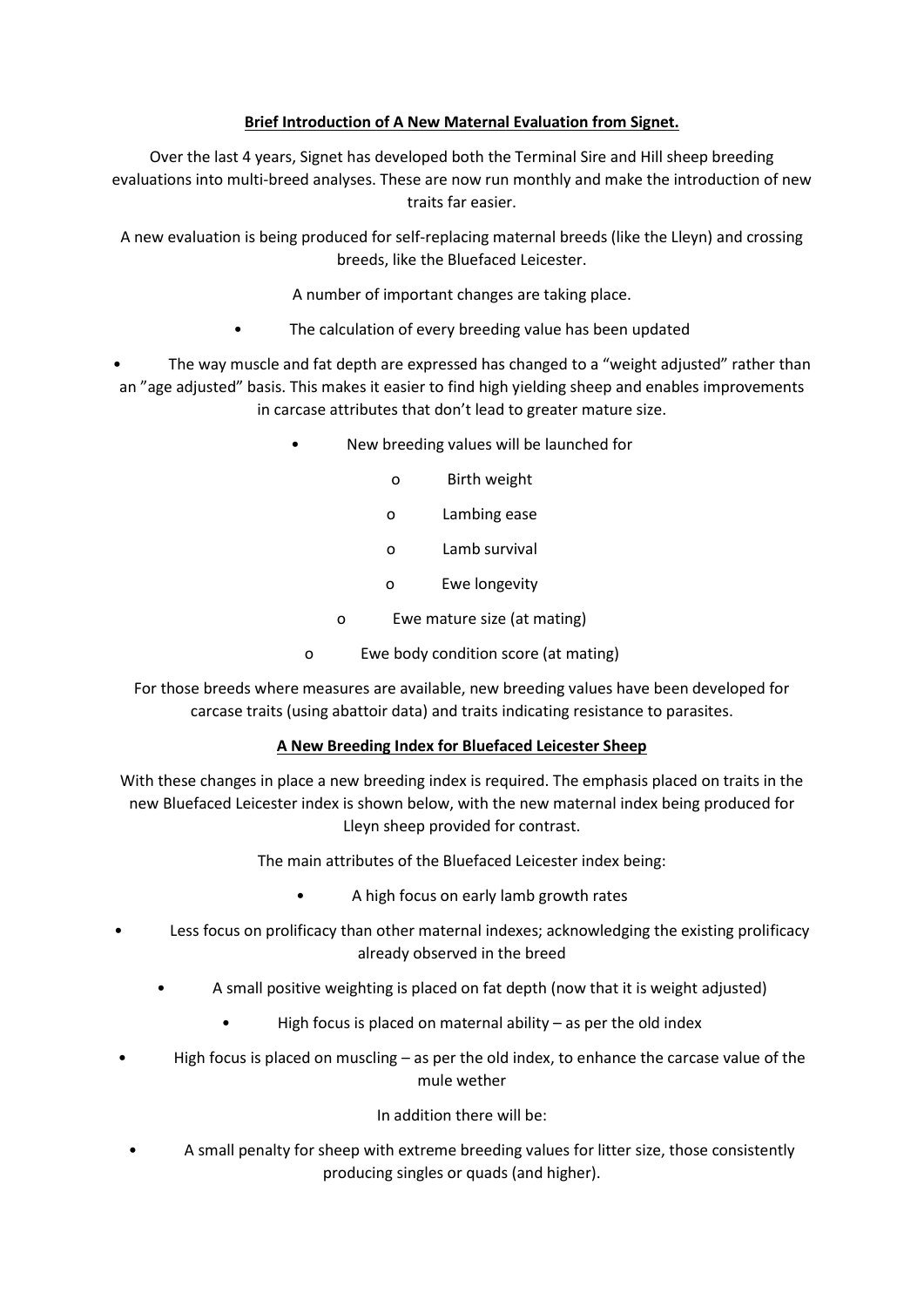## Brief Introduction of A New Maternal Evaluation from Signet.

Over the last 4 years, Signet has developed both the Terminal Sire and Hill sheep breeding evaluations into multi-breed analyses. These are now run monthly and make the introduction of new traits far easier.

A new evaluation is being produced for self-replacing maternal breeds (like the Lleyn) and crossing breeds, like the Bluefaced Leicester.

A number of important changes are taking place.

- The calculation of every breeding value has been updated
- The way muscle and fat depth are expressed has changed to a "weight adjusted" rather than an "age adjusted" basis. This makes it easier to find high yielding sheep and enables improvements in carcase attributes that don't lead to greater mature size.
- New breeding values will be launched for
  - Birth weight
  - Lambing ease
  - Lamb survival
  - Ewe longevity
  - Ewe mature size (at mating)
  - Ewe body condition score (at mating)

For those breeds where measures are available, new breeding values have been developed for carcase traits (using abattoir data) and traits indicating resistance to parasites.

## A New Breeding Index for Bluefaced Leicester Sheep

With these changes in place a new breeding index is required. The emphasis placed on traits in the new Bluefaced Leicester index is shown below, with the new maternal index being produced for Lleyn sheep provided for contrast.

The main attributes of the Bluefaced Leicester index being:

- A high focus on early lamb growth rates
- Less focus on prolificacy than other maternal indexes; acknowledging the existing prolificacy already observed in the breed
- A small positive weighting is placed on fat depth (now that it is weight adjusted)
- High focus is placed on maternal ability – as per the old index
- High focus is placed on muscling – as per the old index, to enhance the carcase value of the mule wether

In addition there will be:

- A small penalty for sheep with extreme breeding values for litter size, those consistently producing singles or quads (and higher).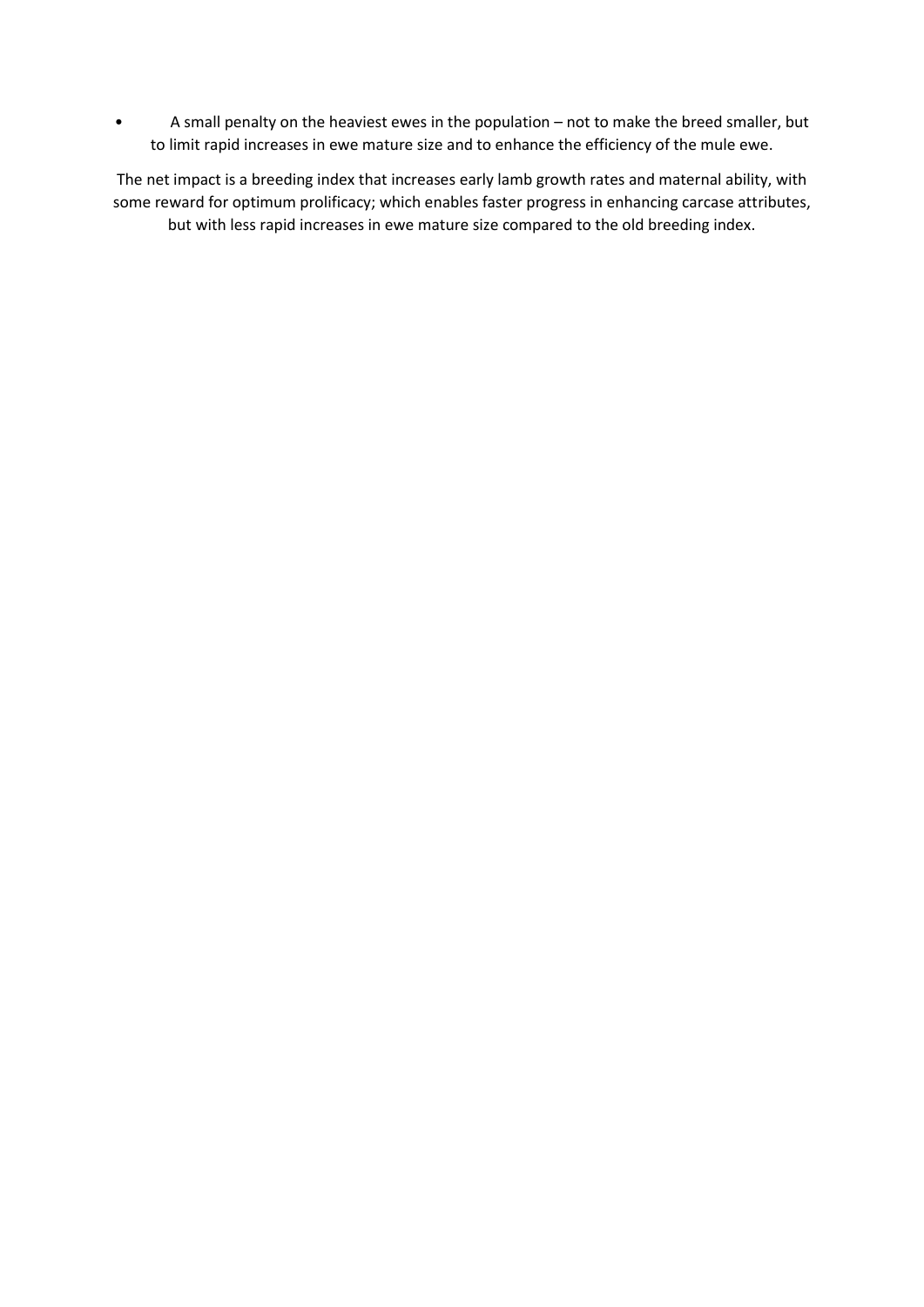- A small penalty on the heaviest ewes in the population – not to make the breed smaller, but to limit rapid increases in ewe mature size and to enhance the efficiency of the mule ewe.

The net impact is a breeding index that increases early lamb growth rates and maternal ability, with some reward for optimum prolificacy; which enables faster progress in enhancing carcase attributes, but with less rapid increases in ewe mature size compared to the old breeding index.